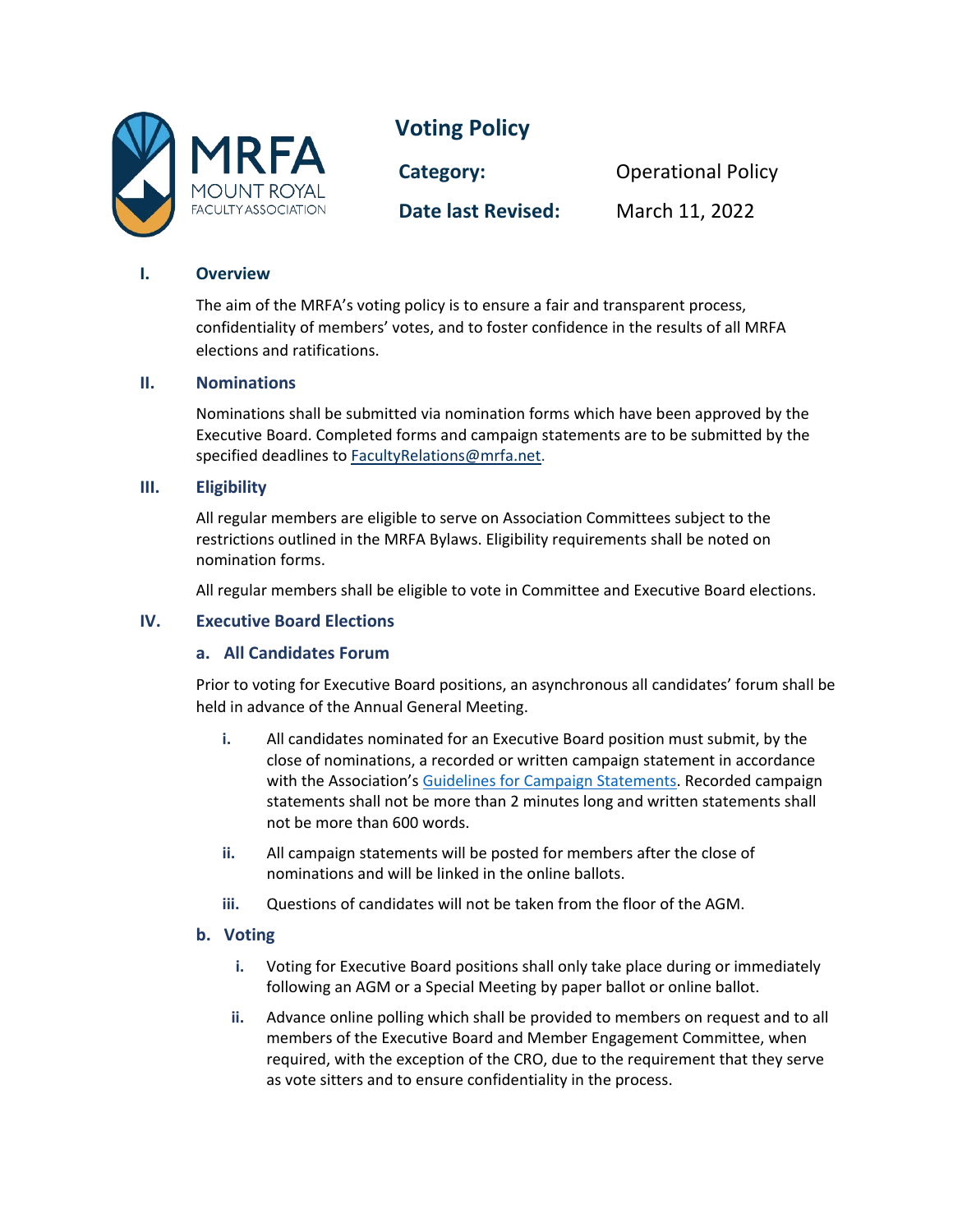**MRFA**
MOUNT ROYAL
FACULTY ASSOCIATION

# Voting Policy

| | |
|---|---|
| **Category:** | Operational Policy |
| **Date last Revised:** | March 11, 2022 |

## I. Overview

The aim of the MRFA's voting policy is to ensure a fair and transparent process, confidentiality of members' votes, and to foster confidence in the results of all MRFA elections and ratifications.

## II. Nominations

Nominations shall be submitted via nomination forms which have been approved by the Executive Board. Completed forms and campaign statements are to be submitted by the specified deadlines to FacultyRelations@mrfa.net.

## III. Eligibility

All regular members are eligible to serve on Association Committees subject to the restrictions outlined in the MRFA Bylaws. Eligibility requirements shall be noted on nomination forms.

All regular members shall be eligible to vote in Committee and Executive Board elections.

## IV. Executive Board Elections

### a. All Candidates Forum

Prior to voting for Executive Board positions, an asynchronous all candidates' forum shall be held in advance of the Annual General Meeting.

i. All candidates nominated for an Executive Board position must submit, by the close of nominations, a recorded or written campaign statement in accordance with the Association's Guidelines for Campaign Statements. Recorded campaign statements shall not be more than 2 minutes long and written statements shall not be more than 600 words.

ii. All campaign statements will be posted for members after the close of nominations and will be linked in the online ballots.

iii. Questions of candidates will not be taken from the floor of the AGM.

### b. Voting

i. Voting for Executive Board positions shall only take place during or immediately following an AGM or a Special Meeting by paper ballot or online ballot.

ii. Advance online polling which shall be provided to members on request and to all members of the Executive Board and Member Engagement Committee, when required, with the exception of the CRO, due to the requirement that they serve as vote sitters and to ensure confidentiality in the process.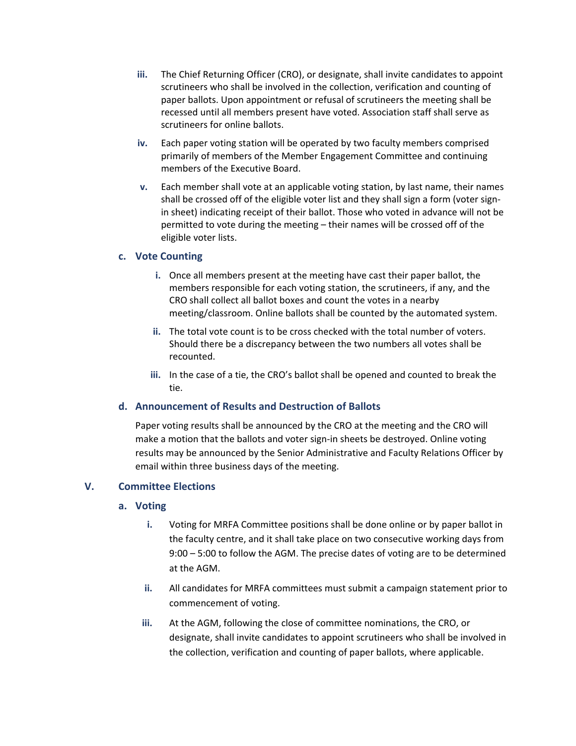iii. The Chief Returning Officer (CRO), or designate, shall invite candidates to appoint scrutineers who shall be involved in the collection, verification and counting of paper ballots. Upon appointment or refusal of scrutineers the meeting shall be recessed until all members present have voted. Association staff shall serve as scrutineers for online ballots.

iv. Each paper voting station will be operated by two faculty members comprised primarily of members of the Member Engagement Committee and continuing members of the Executive Board.

v. Each member shall vote at an applicable voting station, by last name, their names shall be crossed off of the eligible voter list and they shall sign a form (voter sign-in sheet) indicating receipt of their ballot. Those who voted in advance will not be permitted to vote during the meeting – their names will be crossed off of the eligible voter lists.

### c. Vote Counting

i. Once all members present at the meeting have cast their paper ballot, the members responsible for each voting station, the scrutineers, if any, and the CRO shall collect all ballot boxes and count the votes in a nearby meeting/classroom. Online ballots shall be counted by the automated system.

ii. The total vote count is to be cross checked with the total number of voters. Should there be a discrepancy between the two numbers all votes shall be recounted.

iii. In the case of a tie, the CRO's ballot shall be opened and counted to break the tie.

### d. Announcement of Results and Destruction of Ballots

Paper voting results shall be announced by the CRO at the meeting and the CRO will make a motion that the ballots and voter sign-in sheets be destroyed. Online voting results may be announced by the Senior Administrative and Faculty Relations Officer by email within three business days of the meeting.

## V. Committee Elections

### a. Voting

i. Voting for MRFA Committee positions shall be done online or by paper ballot in the faculty centre, and it shall take place on two consecutive working days from 9:00 – 5:00 to follow the AGM. The precise dates of voting are to be determined at the AGM.

ii. All candidates for MRFA committees must submit a campaign statement prior to commencement of voting.

iii. At the AGM, following the close of committee nominations, the CRO, or designate, shall invite candidates to appoint scrutineers who shall be involved in the collection, verification and counting of paper ballots, where applicable.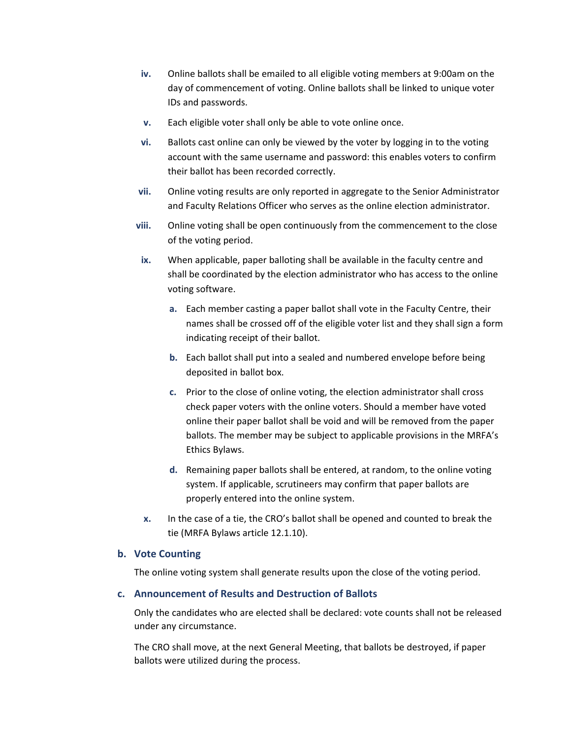iv. Online ballots shall be emailed to all eligible voting members at 9:00am on the day of commencement of voting. Online ballots shall be linked to unique voter IDs and passwords.

v. Each eligible voter shall only be able to vote online once.

vi. Ballots cast online can only be viewed by the voter by logging in to the voting account with the same username and password: this enables voters to confirm their ballot has been recorded correctly.

vii. Online voting results are only reported in aggregate to the Senior Administrator and Faculty Relations Officer who serves as the online election administrator.

viii. Online voting shall be open continuously from the commencement to the close of the voting period.

ix. When applicable, paper balloting shall be available in the faculty centre and shall be coordinated by the election administrator who has access to the online voting software.

   a. Each member casting a paper ballot shall vote in the Faculty Centre, their names shall be crossed off of the eligible voter list and they shall sign a form indicating receipt of their ballot.

   b. Each ballot shall put into a sealed and numbered envelope before being deposited in ballot box.

   c. Prior to the close of online voting, the election administrator shall cross check paper voters with the online voters. Should a member have voted online their paper ballot shall be void and will be removed from the paper ballots. The member may be subject to applicable provisions in the MRFA's Ethics Bylaws.

   d. Remaining paper ballots shall be entered, at random, to the online voting system. If applicable, scrutineers may confirm that paper ballots are properly entered into the online system.

x. In the case of a tie, the CRO's ballot shall be opened and counted to break the tie (MRFA Bylaws article 12.1.10).

### b. Vote Counting

The online voting system shall generate results upon the close of the voting period.

### c. Announcement of Results and Destruction of Ballots

Only the candidates who are elected shall be declared: vote counts shall not be released under any circumstance.

The CRO shall move, at the next General Meeting, that ballots be destroyed, if paper ballots were utilized during the process.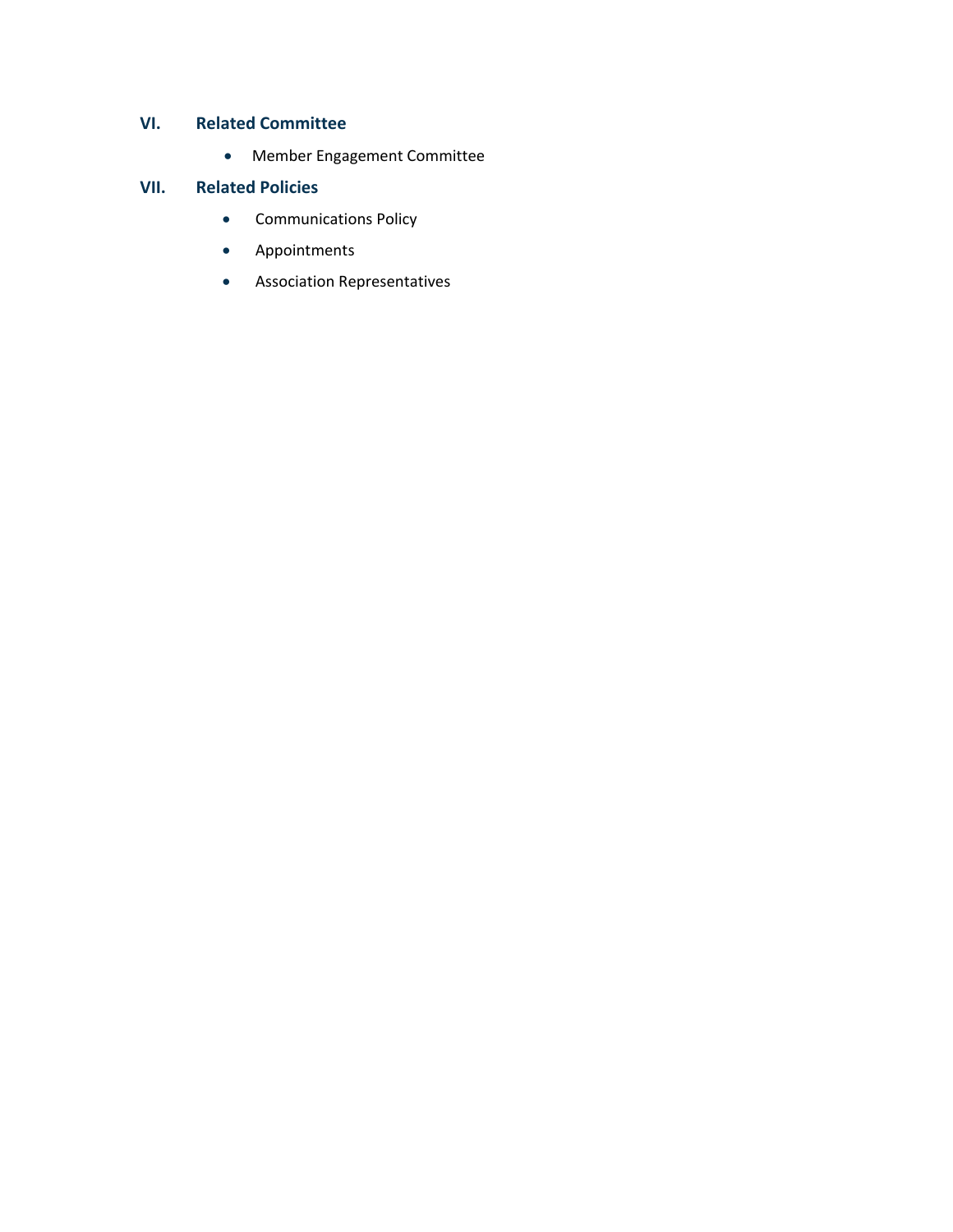## VI. Related Committee

- Member Engagement Committee

## VII. Related Policies

- Communications Policy
- Appointments
- Association Representatives